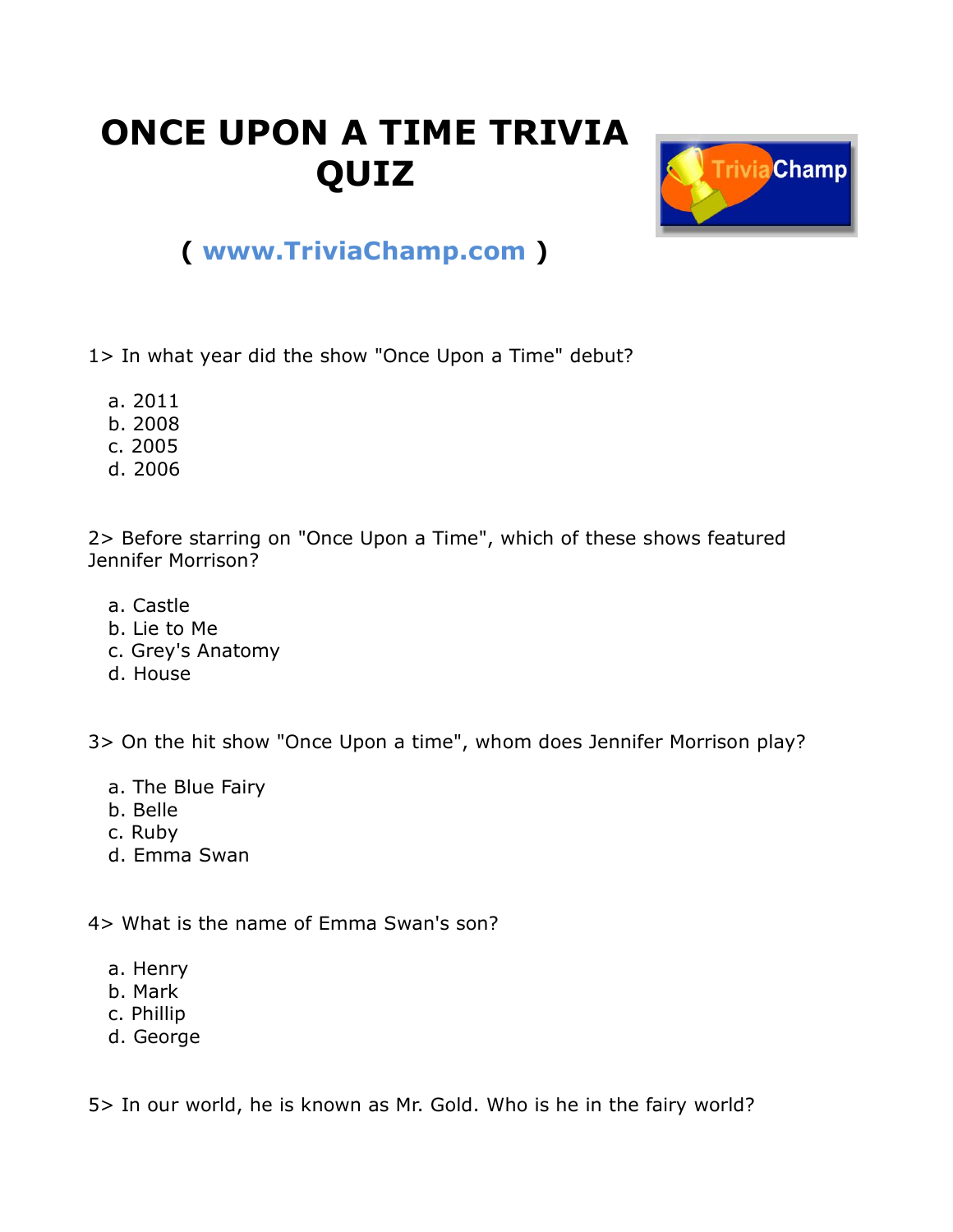# ONCE UPON A TIME TRIVIA QUIZ

**( www.TriviaChamp.com )**

1> In what year did the show "Once Upon a Time" debut?

a. 2011
b. 2008
c. 2005
d. 2006

2> Before starring on "Once Upon a Time", which of these shows featured Jennifer Morrison?

a. Castle
b. Lie to Me
c. Grey's Anatomy
d. House

3> On the hit show "Once Upon a time", whom does Jennifer Morrison play?

a. The Blue Fairy
b. Belle
c. Ruby
d. Emma Swan

4> What is the name of Emma Swan's son?

a. Henry
b. Mark
c. Phillip
d. George

5> In our world, he is known as Mr. Gold. Who is he in the fairy world?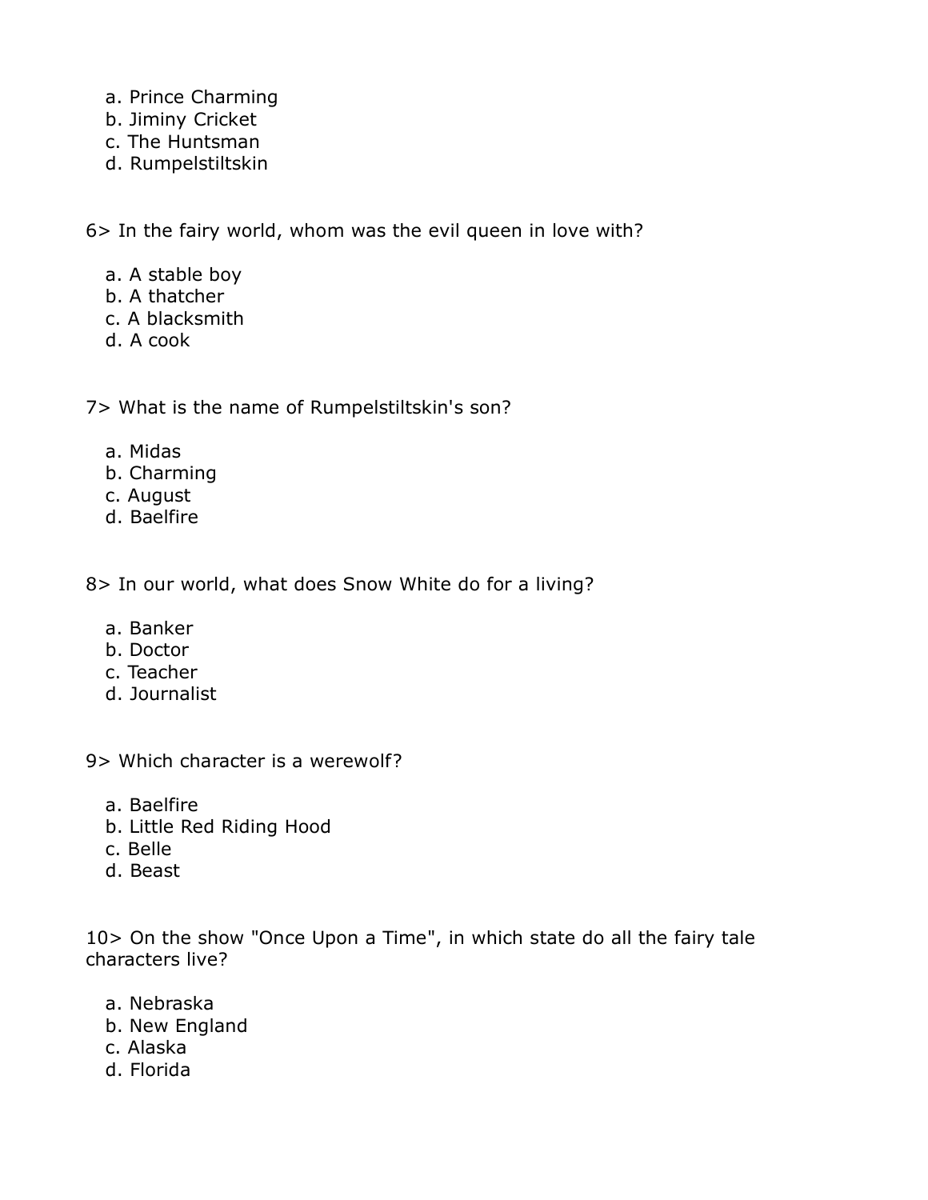a. Prince Charming
b. Jiminy Cricket
c. The Huntsman
d. Rumpelstiltskin

6> In the fairy world, whom was the evil queen in love with?

a. A stable boy
b. A thatcher
c. A blacksmith
d. A cook

7> What is the name of Rumpelstiltskin's son?

a. Midas
b. Charming
c. August
d. Baelfire

8> In our world, what does Snow White do for a living?

a. Banker
b. Doctor
c. Teacher
d. Journalist

9> Which character is a werewolf?

a. Baelfire
b. Little Red Riding Hood
c. Belle
d. Beast

10> On the show "Once Upon a Time", in which state do all the fairy tale characters live?

a. Nebraska
b. New England
c. Alaska
d. Florida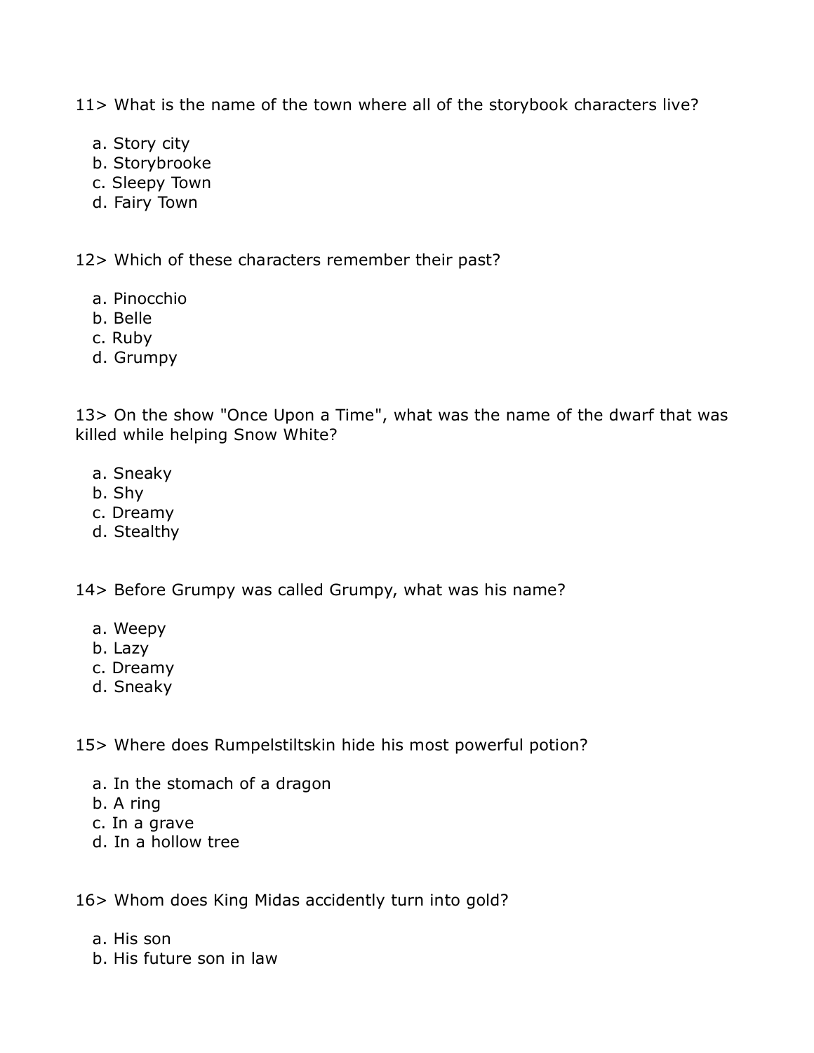11> What is the name of the town where all of the storybook characters live?

a. Story city
b. Storybrooke
c. Sleepy Town
d. Fairy Town

12> Which of these characters remember their past?

a. Pinocchio
b. Belle
c. Ruby
d. Grumpy

13> On the show "Once Upon a Time", what was the name of the dwarf that was killed while helping Snow White?

a. Sneaky
b. Shy
c. Dreamy
d. Stealthy

14> Before Grumpy was called Grumpy, what was his name?

a. Weepy
b. Lazy
c. Dreamy
d. Sneaky

15> Where does Rumpelstiltskin hide his most powerful potion?

a. In the stomach of a dragon
b. A ring
c. In a grave
d. In a hollow tree

16> Whom does King Midas accidently turn into gold?

a. His son
b. His future son in law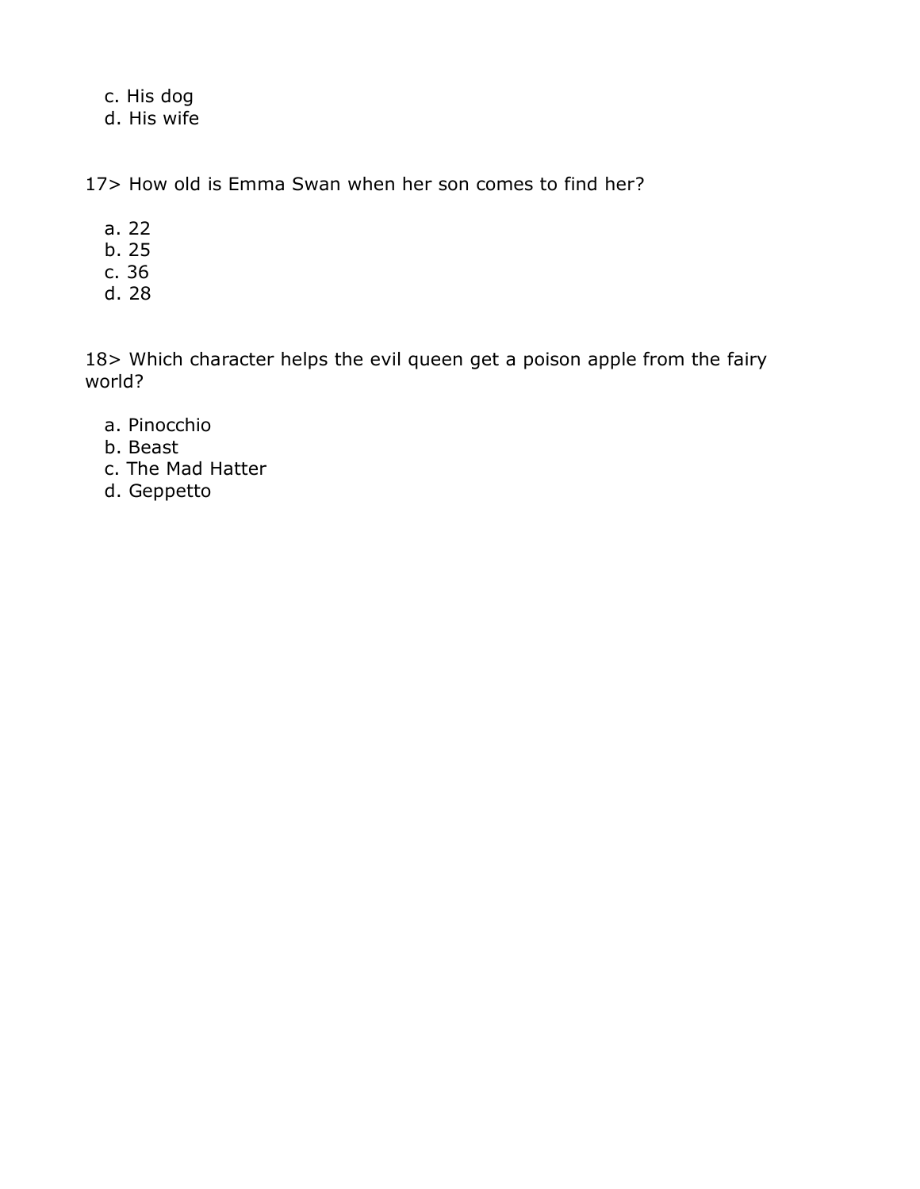c. His dog
d. His wife

17> How old is Emma Swan when her son comes to find her?

a. 22
b. 25
c. 36
d. 28

18> Which character helps the evil queen get a poison apple from the fairy world?

a. Pinocchio
b. Beast
c. The Mad Hatter
d. Geppetto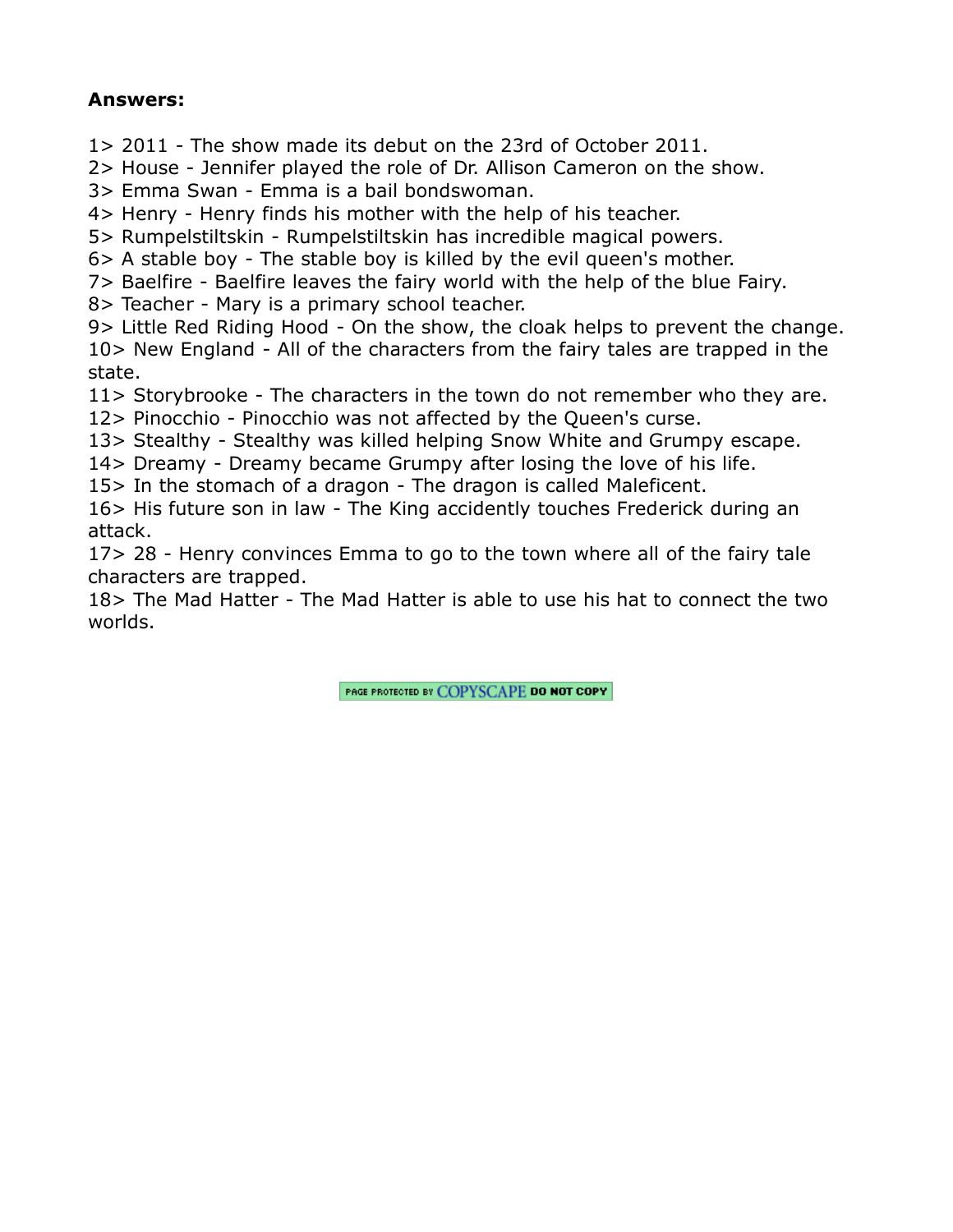**Answers:**

1> 2011 - The show made its debut on the 23rd of October 2011.
2> House - Jennifer played the role of Dr. Allison Cameron on the show.
3> Emma Swan - Emma is a bail bondswoman.
4> Henry - Henry finds his mother with the help of his teacher.
5> Rumpelstiltskin - Rumpelstiltskin has incredible magical powers.
6> A stable boy - The stable boy is killed by the evil queen's mother.
7> Baelfire - Baelfire leaves the fairy world with the help of the blue Fairy.
8> Teacher - Mary is a primary school teacher.
9> Little Red Riding Hood - On the show, the cloak helps to prevent the change.
10> New England - All of the characters from the fairy tales are trapped in the state.
11> Storybrooke - The characters in the town do not remember who they are.
12> Pinocchio - Pinocchio was not affected by the Queen's curse.
13> Stealthy - Stealthy was killed helping Snow White and Grumpy escape.
14> Dreamy - Dreamy became Grumpy after losing the love of his life.
15> In the stomach of a dragon - The dragon is called Maleficent.
16> His future son in law - The King accidently touches Frederick during an attack.
17> 28 - Henry convinces Emma to go to the town where all of the fairy tale characters are trapped.
18> The Mad Hatter - The Mad Hatter is able to use his hat to connect the two worlds.

PAGE PROTECTED BY COPYSCAPE DO NOT COPY